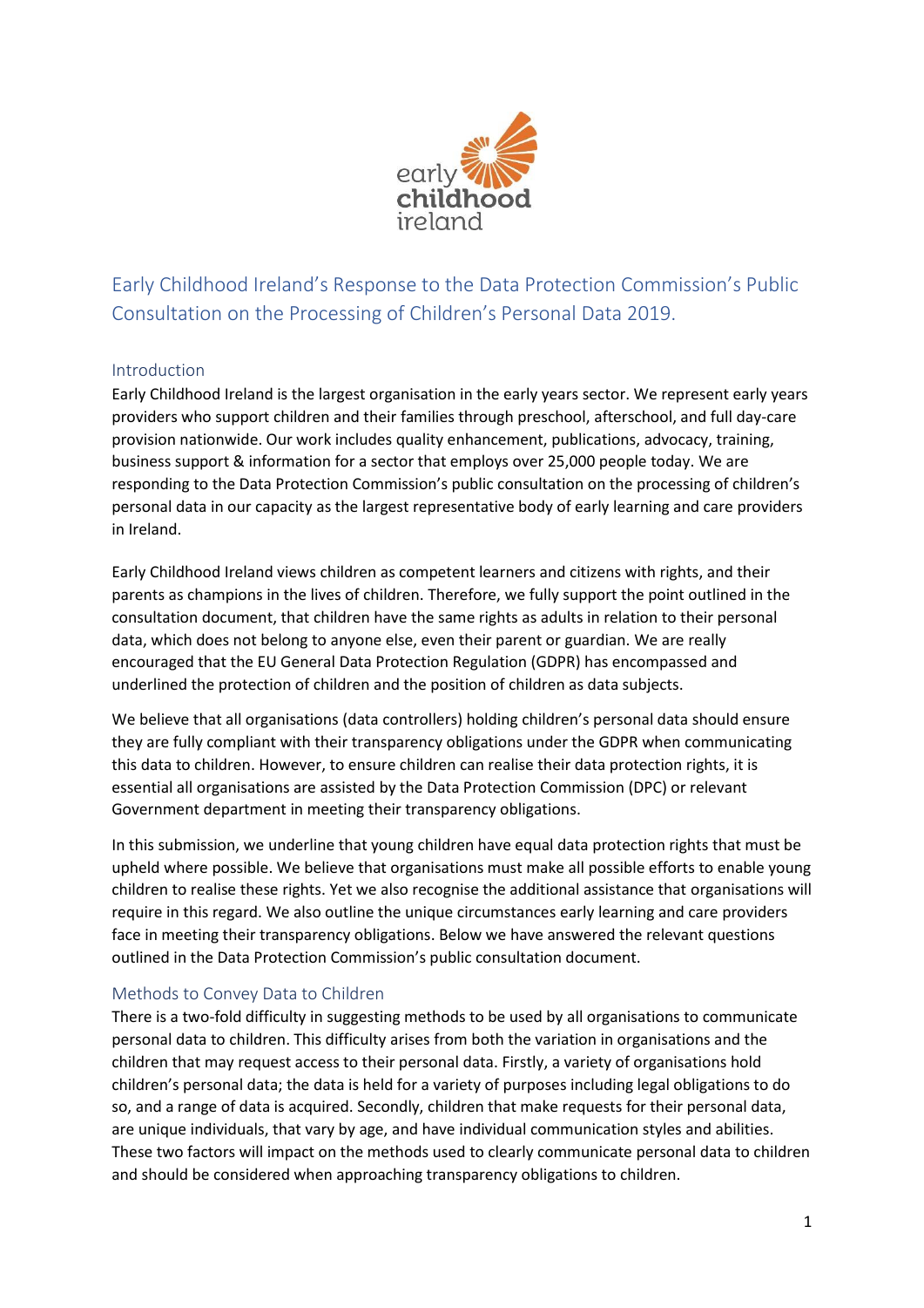# Early Childhood Ireland's Response to the Data Protection Commission's Public Consultation on the Processing of Children's Personal Data 2019.

## Introduction

Early Childhood Ireland is the largest organisation in the early years sector. We represent early years providers who support children and their families through preschool, afterschool, and full day-care provision nationwide. Our work includes quality enhancement, publications, advocacy, training, business support & information for a sector that employs over 25,000 people today. We are responding to the Data Protection Commission's public consultation on the processing of children's personal data in our capacity as the largest representative body of early learning and care providers in Ireland.

Early Childhood Ireland views children as competent learners and citizens with rights, and their parents as champions in the lives of children. Therefore, we fully support the point outlined in the consultation document, that children have the same rights as adults in relation to their personal data, which does not belong to anyone else, even their parent or guardian. We are really encouraged that the EU General Data Protection Regulation (GDPR) has encompassed and underlined the protection of children and the position of children as data subjects.

We believe that all organisations (data controllers) holding children's personal data should ensure they are fully compliant with their transparency obligations under the GDPR when communicating this data to children. However, to ensure children can realise their data protection rights, it is essential all organisations are assisted by the Data Protection Commission (DPC) or relevant Government department in meeting their transparency obligations.

In this submission, we underline that young children have equal data protection rights that must be upheld where possible. We believe that organisations must make all possible efforts to enable young children to realise these rights. Yet we also recognise the additional assistance that organisations will require in this regard. We also outline the unique circumstances early learning and care providers face in meeting their transparency obligations. Below we have answered the relevant questions outlined in the Data Protection Commission's public consultation document.

## Methods to Convey Data to Children

There is a two-fold difficulty in suggesting methods to be used by all organisations to communicate personal data to children. This difficulty arises from both the variation in organisations and the children that may request access to their personal data. Firstly, a variety of organisations hold children's personal data; the data is held for a variety of purposes including legal obligations to do so, and a range of data is acquired. Secondly, children that make requests for their personal data, are unique individuals, that vary by age, and have individual communication styles and abilities. These two factors will impact on the methods used to clearly communicate personal data to children and should be considered when approaching transparency obligations to children.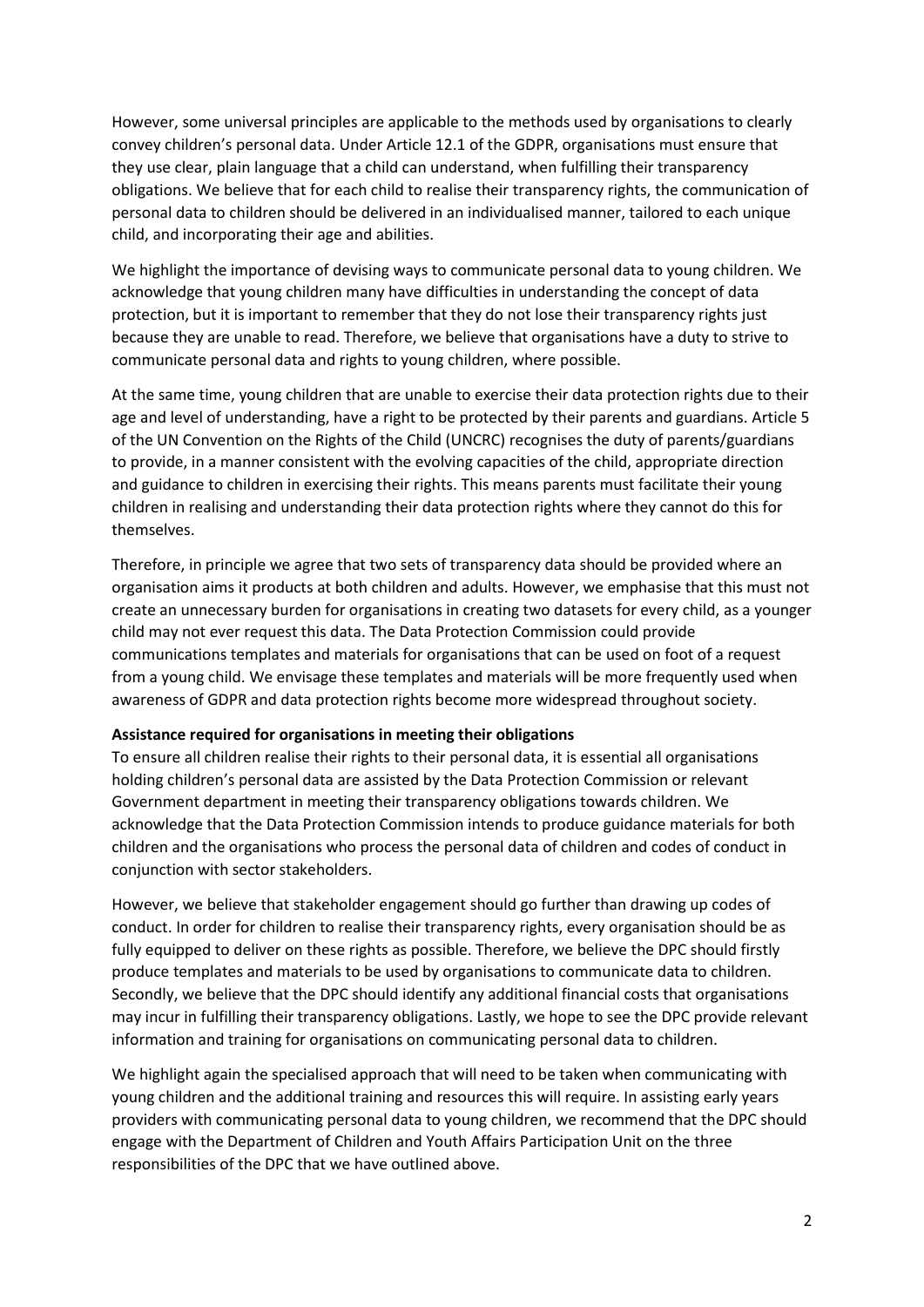However, some universal principles are applicable to the methods used by organisations to clearly convey children's personal data. Under Article 12.1 of the GDPR, organisations must ensure that they use clear, plain language that a child can understand, when fulfilling their transparency obligations. We believe that for each child to realise their transparency rights, the communication of personal data to children should be delivered in an individualised manner, tailored to each unique child, and incorporating their age and abilities.

We highlight the importance of devising ways to communicate personal data to young children. We acknowledge that young children many have difficulties in understanding the concept of data protection, but it is important to remember that they do not lose their transparency rights just because they are unable to read. Therefore, we believe that organisations have a duty to strive to communicate personal data and rights to young children, where possible.

At the same time, young children that are unable to exercise their data protection rights due to their age and level of understanding, have a right to be protected by their parents and guardians. Article 5 of the UN Convention on the Rights of the Child (UNCRC) recognises the duty of parents/guardians to provide, in a manner consistent with the evolving capacities of the child, appropriate direction and guidance to children in exercising their rights. This means parents must facilitate their young children in realising and understanding their data protection rights where they cannot do this for themselves.

Therefore, in principle we agree that two sets of transparency data should be provided where an organisation aims it products at both children and adults. However, we emphasise that this must not create an unnecessary burden for organisations in creating two datasets for every child, as a younger child may not ever request this data. The Data Protection Commission could provide communications templates and materials for organisations that can be used on foot of a request from a young child. We envisage these templates and materials will be more frequently used when awareness of GDPR and data protection rights become more widespread throughout society.

**Assistance required for organisations in meeting their obligations**

To ensure all children realise their rights to their personal data, it is essential all organisations holding children's personal data are assisted by the Data Protection Commission or relevant Government department in meeting their transparency obligations towards children. We acknowledge that the Data Protection Commission intends to produce guidance materials for both children and the organisations who process the personal data of children and codes of conduct in conjunction with sector stakeholders.

However, we believe that stakeholder engagement should go further than drawing up codes of conduct. In order for children to realise their transparency rights, every organisation should be as fully equipped to deliver on these rights as possible. Therefore, we believe the DPC should firstly produce templates and materials to be used by organisations to communicate data to children. Secondly, we believe that the DPC should identify any additional financial costs that organisations may incur in fulfilling their transparency obligations. Lastly, we hope to see the DPC provide relevant information and training for organisations on communicating personal data to children.

We highlight again the specialised approach that will need to be taken when communicating with young children and the additional training and resources this will require. In assisting early years providers with communicating personal data to young children, we recommend that the DPC should engage with the Department of Children and Youth Affairs Participation Unit on the three responsibilities of the DPC that we have outlined above.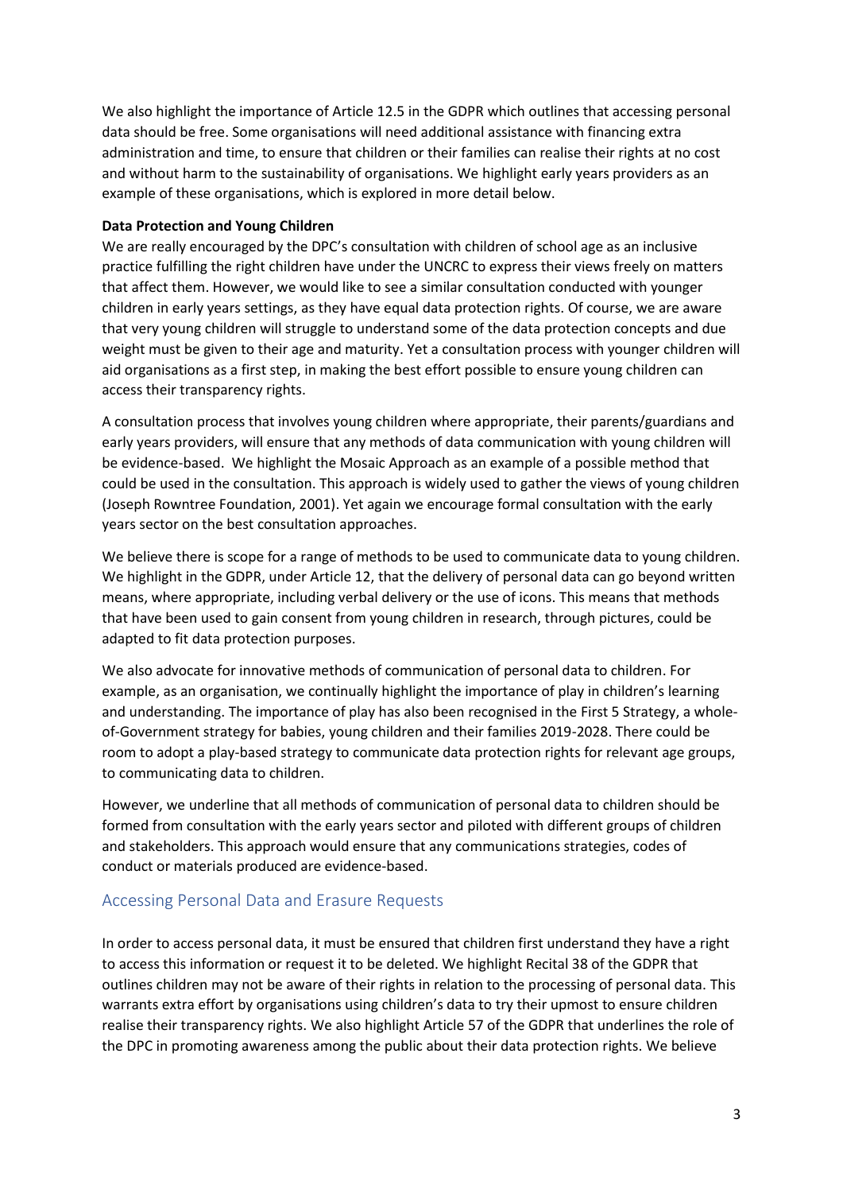We also highlight the importance of Article 12.5 in the GDPR which outlines that accessing personal data should be free. Some organisations will need additional assistance with financing extra administration and time, to ensure that children or their families can realise their rights at no cost and without harm to the sustainability of organisations. We highlight early years providers as an example of these organisations, which is explored in more detail below.

**Data Protection and Young Children**

We are really encouraged by the DPC's consultation with children of school age as an inclusive practice fulfilling the right children have under the UNCRC to express their views freely on matters that affect them. However, we would like to see a similar consultation conducted with younger children in early years settings, as they have equal data protection rights. Of course, we are aware that very young children will struggle to understand some of the data protection concepts and due weight must be given to their age and maturity. Yet a consultation process with younger children will aid organisations as a first step, in making the best effort possible to ensure young children can access their transparency rights.

A consultation process that involves young children where appropriate, their parents/guardians and early years providers, will ensure that any methods of data communication with young children will be evidence-based. We highlight the Mosaic Approach as an example of a possible method that could be used in the consultation. This approach is widely used to gather the views of young children (Joseph Rowntree Foundation, 2001). Yet again we encourage formal consultation with the early years sector on the best consultation approaches.

We believe there is scope for a range of methods to be used to communicate data to young children. We highlight in the GDPR, under Article 12, that the delivery of personal data can go beyond written means, where appropriate, including verbal delivery or the use of icons. This means that methods that have been used to gain consent from young children in research, through pictures, could be adapted to fit data protection purposes.

We also advocate for innovative methods of communication of personal data to children. For example, as an organisation, we continually highlight the importance of play in children's learning and understanding. The importance of play has also been recognised in the First 5 Strategy, a whole-of-Government strategy for babies, young children and their families 2019-2028. There could be room to adopt a play-based strategy to communicate data protection rights for relevant age groups, to communicating data to children.

However, we underline that all methods of communication of personal data to children should be formed from consultation with the early years sector and piloted with different groups of children and stakeholders. This approach would ensure that any communications strategies, codes of conduct or materials produced are evidence-based.

## Accessing Personal Data and Erasure Requests

In order to access personal data, it must be ensured that children first understand they have a right to access this information or request it to be deleted. We highlight Recital 38 of the GDPR that outlines children may not be aware of their rights in relation to the processing of personal data. This warrants extra effort by organisations using children's data to try their upmost to ensure children realise their transparency rights. We also highlight Article 57 of the GDPR that underlines the role of the DPC in promoting awareness among the public about their data protection rights. We believe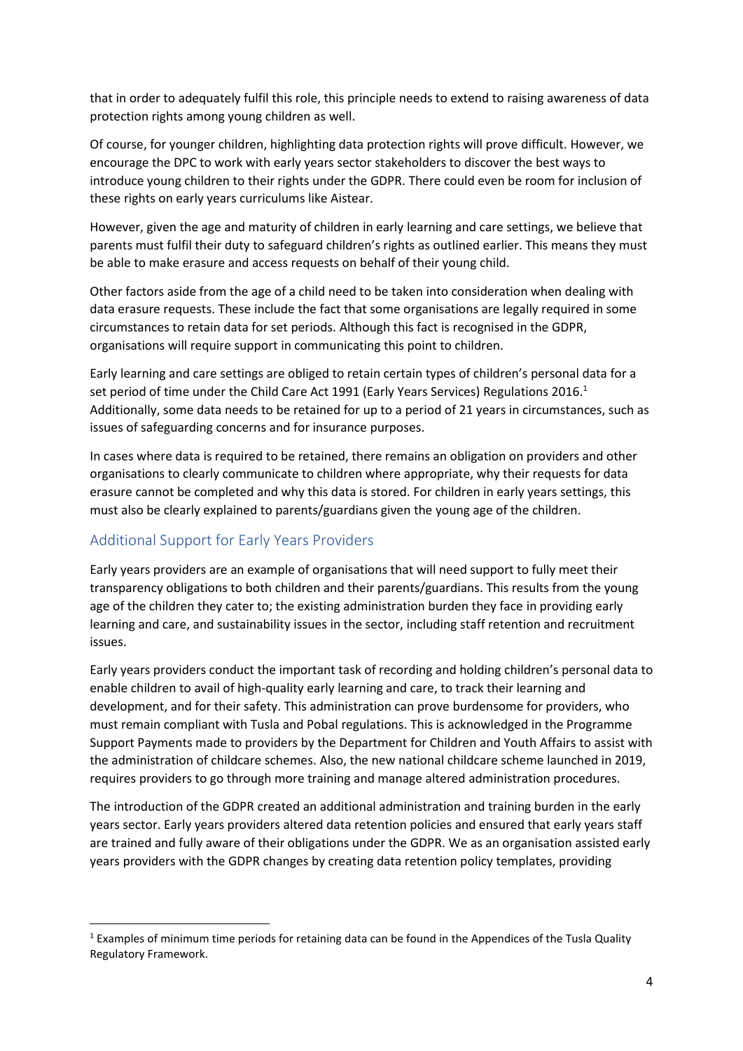that in order to adequately fulfil this role, this principle needs to extend to raising awareness of data protection rights among young children as well.

Of course, for younger children, highlighting data protection rights will prove difficult. However, we encourage the DPC to work with early years sector stakeholders to discover the best ways to introduce young children to their rights under the GDPR. There could even be room for inclusion of these rights on early years curriculums like Aistear.

However, given the age and maturity of children in early learning and care settings, we believe that parents must fulfil their duty to safeguard children's rights as outlined earlier. This means they must be able to make erasure and access requests on behalf of their young child.

Other factors aside from the age of a child need to be taken into consideration when dealing with data erasure requests. These include the fact that some organisations are legally required in some circumstances to retain data for set periods. Although this fact is recognised in the GDPR, organisations will require support in communicating this point to children.

Early learning and care settings are obliged to retain certain types of children's personal data for a set period of time under the Child Care Act 1991 (Early Years Services) Regulations 2016.[1] Additionally, some data needs to be retained for up to a period of 21 years in circumstances, such as issues of safeguarding concerns and for insurance purposes.

In cases where data is required to be retained, there remains an obligation on providers and other organisations to clearly communicate to children where appropriate, why their requests for data erasure cannot be completed and why this data is stored. For children in early years settings, this must also be clearly explained to parents/guardians given the young age of the children.

## Additional Support for Early Years Providers

Early years providers are an example of organisations that will need support to fully meet their transparency obligations to both children and their parents/guardians. This results from the young age of the children they cater to; the existing administration burden they face in providing early learning and care, and sustainability issues in the sector, including staff retention and recruitment issues.

Early years providers conduct the important task of recording and holding children's personal data to enable children to avail of high-quality early learning and care, to track their learning and development, and for their safety. This administration can prove burdensome for providers, who must remain compliant with Tusla and Pobal regulations. This is acknowledged in the Programme Support Payments made to providers by the Department for Children and Youth Affairs to assist with the administration of childcare schemes. Also, the new national childcare scheme launched in 2019, requires providers to go through more training and manage altered administration procedures.

The introduction of the GDPR created an additional administration and training burden in the early years sector. Early years providers altered data retention policies and ensured that early years staff are trained and fully aware of their obligations under the GDPR. We as an organisation assisted early years providers with the GDPR changes by creating data retention policy templates, providing

[1] Examples of minimum time periods for retaining data can be found in the Appendices of the Tusla Quality Regulatory Framework.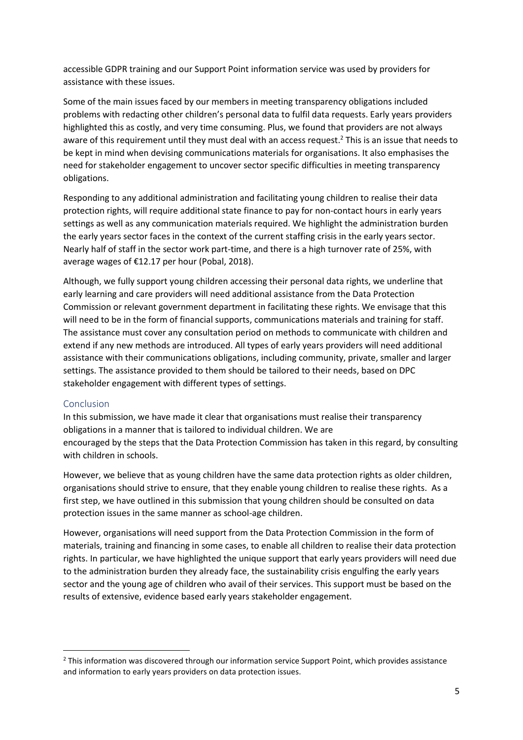accessible GDPR training and our Support Point information service was used by providers for assistance with these issues.

Some of the main issues faced by our members in meeting transparency obligations included problems with redacting other children's personal data to fulfil data requests. Early years providers highlighted this as costly, and very time consuming. Plus, we found that providers are not always aware of this requirement until they must deal with an access request.[2] This is an issue that needs to be kept in mind when devising communications materials for organisations. It also emphasises the need for stakeholder engagement to uncover sector specific difficulties in meeting transparency obligations.

Responding to any additional administration and facilitating young children to realise their data protection rights, will require additional state finance to pay for non-contact hours in early years settings as well as any communication materials required. We highlight the administration burden the early years sector faces in the context of the current staffing crisis in the early years sector. Nearly half of staff in the sector work part-time, and there is a high turnover rate of 25%, with average wages of €12.17 per hour (Pobal, 2018).

Although, we fully support young children accessing their personal data rights, we underline that early learning and care providers will need additional assistance from the Data Protection Commission or relevant government department in facilitating these rights. We envisage that this will need to be in the form of financial supports, communications materials and training for staff. The assistance must cover any consultation period on methods to communicate with children and extend if any new methods are introduced. All types of early years providers will need additional assistance with their communications obligations, including community, private, smaller and larger settings. The assistance provided to them should be tailored to their needs, based on DPC stakeholder engagement with different types of settings.

## Conclusion

In this submission, we have made it clear that organisations must realise their transparency obligations in a manner that is tailored to individual children. We are encouraged by the steps that the Data Protection Commission has taken in this regard, by consulting with children in schools.

However, we believe that as young children have the same data protection rights as older children, organisations should strive to ensure, that they enable young children to realise these rights. As a first step, we have outlined in this submission that young children should be consulted on data protection issues in the same manner as school-age children.

However, organisations will need support from the Data Protection Commission in the form of materials, training and financing in some cases, to enable all children to realise their data protection rights. In particular, we have highlighted the unique support that early years providers will need due to the administration burden they already face, the sustainability crisis engulfing the early years sector and the young age of children who avail of their services. This support must be based on the results of extensive, evidence based early years stakeholder engagement.

---

[2] This information was discovered through our information service Support Point, which provides assistance and information to early years providers on data protection issues.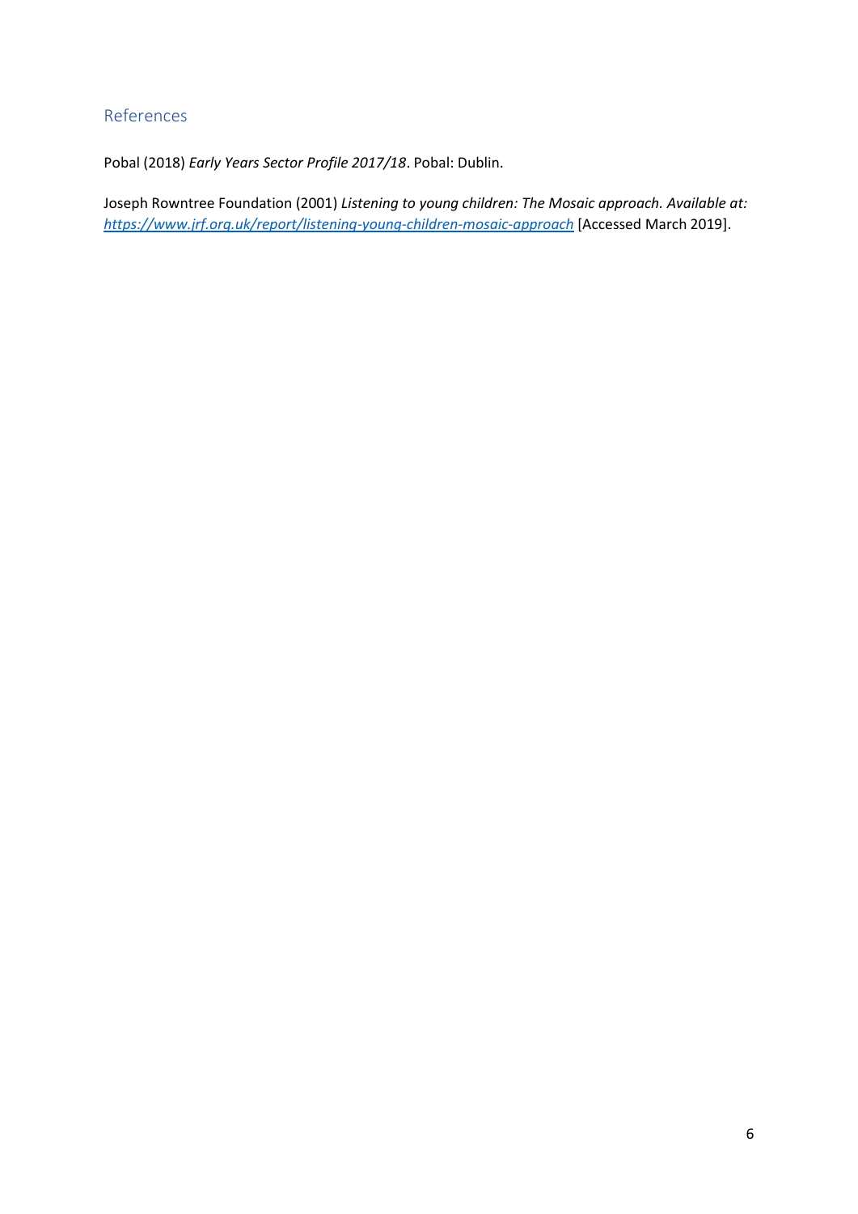## References

Pobal (2018) *Early Years Sector Profile 2017/18*. Pobal: Dublin.

Joseph Rowntree Foundation (2001) *Listening to young children: The Mosaic approach. Available at: [https://www.jrf.org.uk/report/listening-young-children-mosaic-approach](https://www.jrf.org.uk/report/listening-young-children-mosaic-approach)* [Accessed March 2019].